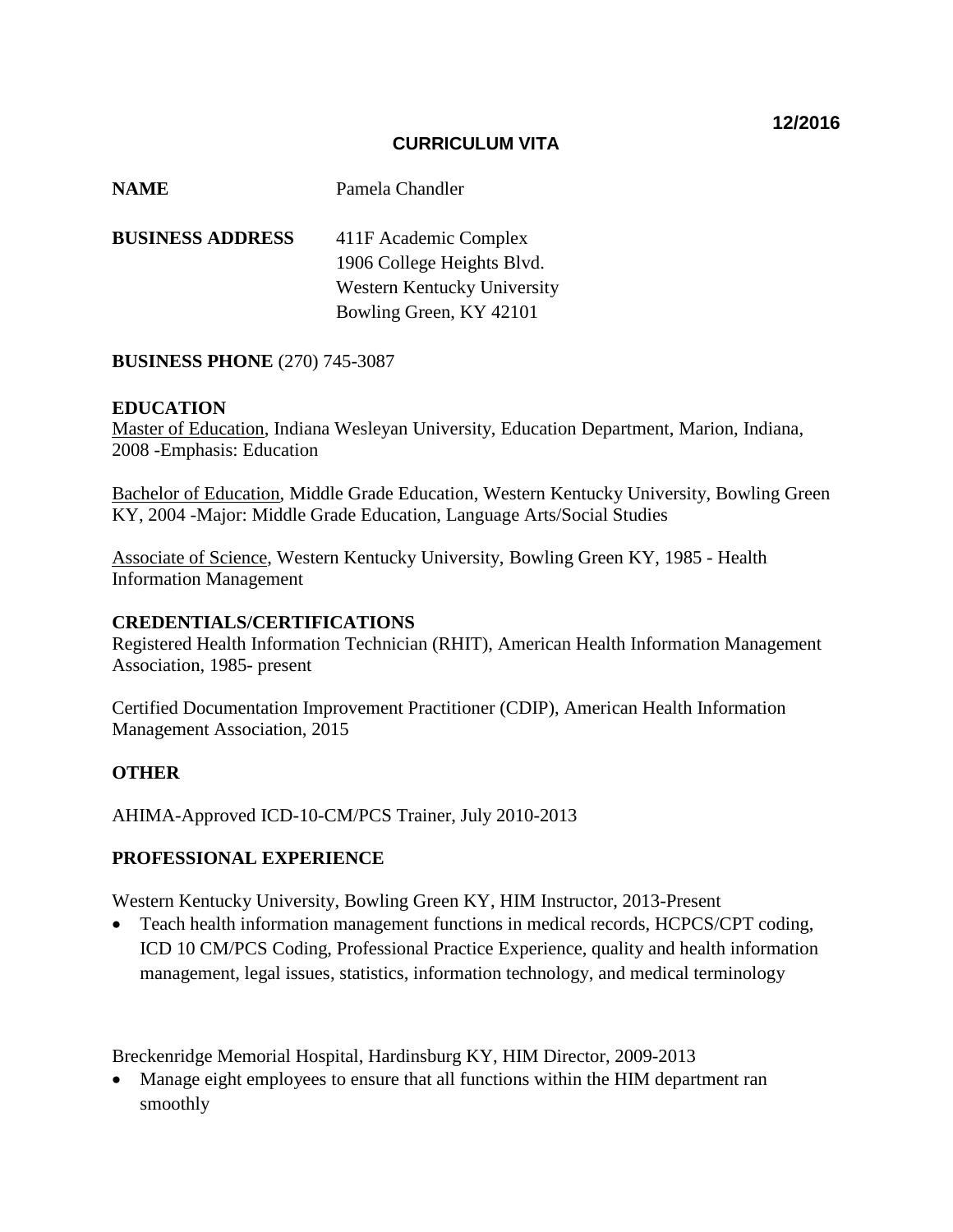**12/2016**

# CURRICULUM VITA

**NAME** Pamela Chandler

**BUSINESS ADDRESS** 411F Academic Complex
1906 College Heights Blvd.
Western Kentucky University
Bowling Green, KY 42101

**BUSINESS PHONE** (270) 745-3087

## EDUCATION

Master of Education, Indiana Wesleyan University, Education Department, Marion, Indiana, 2008 -Emphasis: Education

Bachelor of Education, Middle Grade Education, Western Kentucky University, Bowling Green KY, 2004 -Major: Middle Grade Education, Language Arts/Social Studies

Associate of Science, Western Kentucky University, Bowling Green KY, 1985 - Health Information Management

## CREDENTIALS/CERTIFICATIONS

Registered Health Information Technician (RHIT), American Health Information Management Association, 1985- present

Certified Documentation Improvement Practitioner (CDIP), American Health Information Management Association, 2015

## OTHER

AHIMA-Approved ICD-10-CM/PCS Trainer, July 2010-2013

## PROFESSIONAL EXPERIENCE

Western Kentucky University, Bowling Green KY, HIM Instructor, 2013-Present

- Teach health information management functions in medical records, HCPCS/CPT coding, ICD 10 CM/PCS Coding, Professional Practice Experience, quality and health information management, legal issues, statistics, information technology, and medical terminology

Breckenridge Memorial Hospital, Hardinsburg KY, HIM Director, 2009-2013

- Manage eight employees to ensure that all functions within the HIM department ran smoothly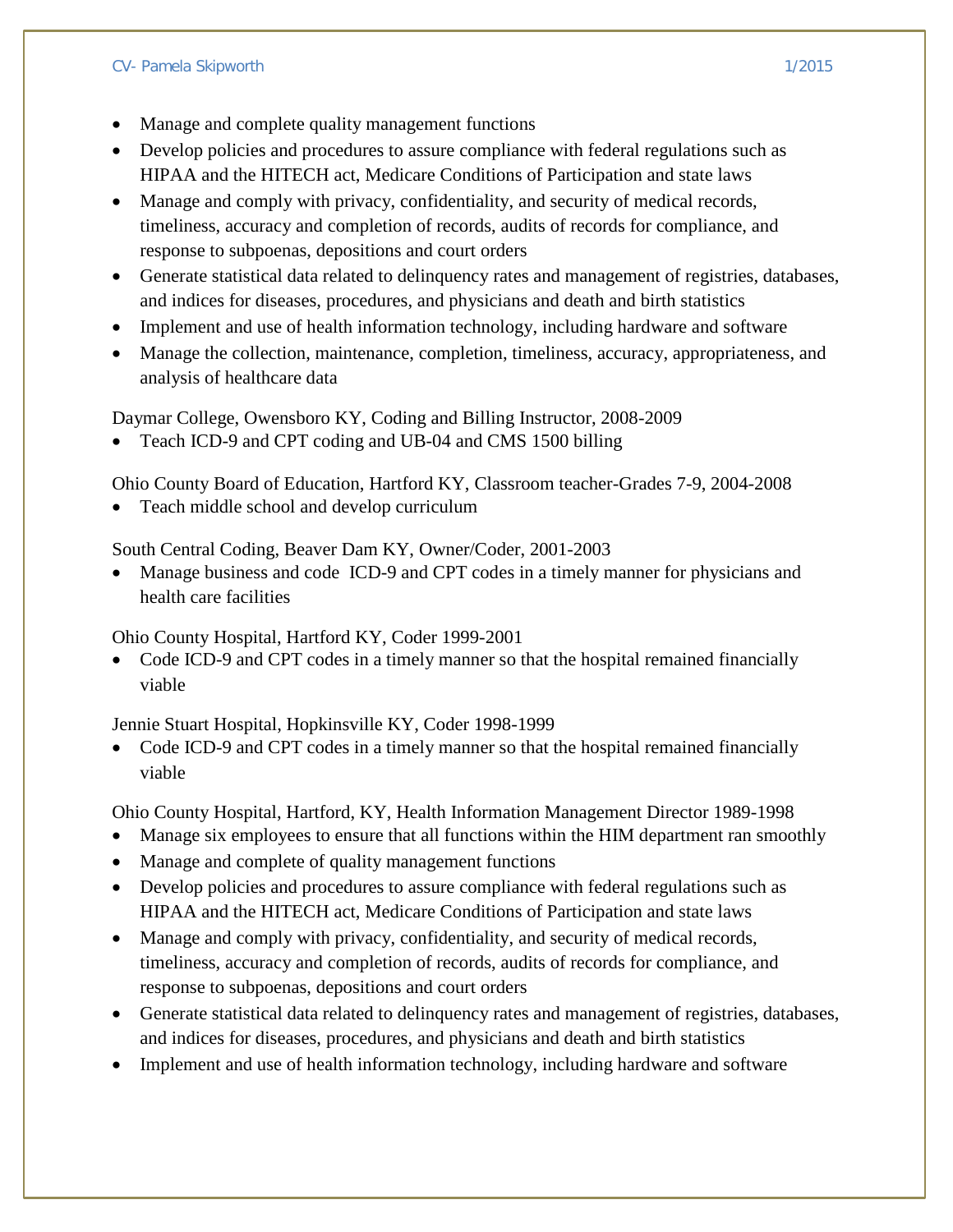- Manage and complete quality management functions
- Develop policies and procedures to assure compliance with federal regulations such as HIPAA and the HITECH act, Medicare Conditions of Participation and state laws
- Manage and comply with privacy, confidentiality, and security of medical records, timeliness, accuracy and completion of records, audits of records for compliance, and response to subpoenas, depositions and court orders
- Generate statistical data related to delinquency rates and management of registries, databases, and indices for diseases, procedures, and physicians and death and birth statistics
- Implement and use of health information technology, including hardware and software
- Manage the collection, maintenance, completion, timeliness, accuracy, appropriateness, and analysis of healthcare data

Daymar College, Owensboro KY, Coding and Billing Instructor, 2008-2009

- Teach ICD-9 and CPT coding and UB-04 and CMS 1500 billing

Ohio County Board of Education, Hartford KY, Classroom teacher-Grades 7-9, 2004-2008

- Teach middle school and develop curriculum

South Central Coding, Beaver Dam KY, Owner/Coder, 2001-2003

- Manage business and code ICD-9 and CPT codes in a timely manner for physicians and health care facilities

Ohio County Hospital, Hartford KY, Coder 1999-2001

- Code ICD-9 and CPT codes in a timely manner so that the hospital remained financially viable

Jennie Stuart Hospital, Hopkinsville KY, Coder 1998-1999

- Code ICD-9 and CPT codes in a timely manner so that the hospital remained financially viable

Ohio County Hospital, Hartford, KY, Health Information Management Director 1989-1998

- Manage six employees to ensure that all functions within the HIM department ran smoothly
- Manage and complete of quality management functions
- Develop policies and procedures to assure compliance with federal regulations such as HIPAA and the HITECH act, Medicare Conditions of Participation and state laws
- Manage and comply with privacy, confidentiality, and security of medical records, timeliness, accuracy and completion of records, audits of records for compliance, and response to subpoenas, depositions and court orders
- Generate statistical data related to delinquency rates and management of registries, databases, and indices for diseases, procedures, and physicians and death and birth statistics
- Implement and use of health information technology, including hardware and software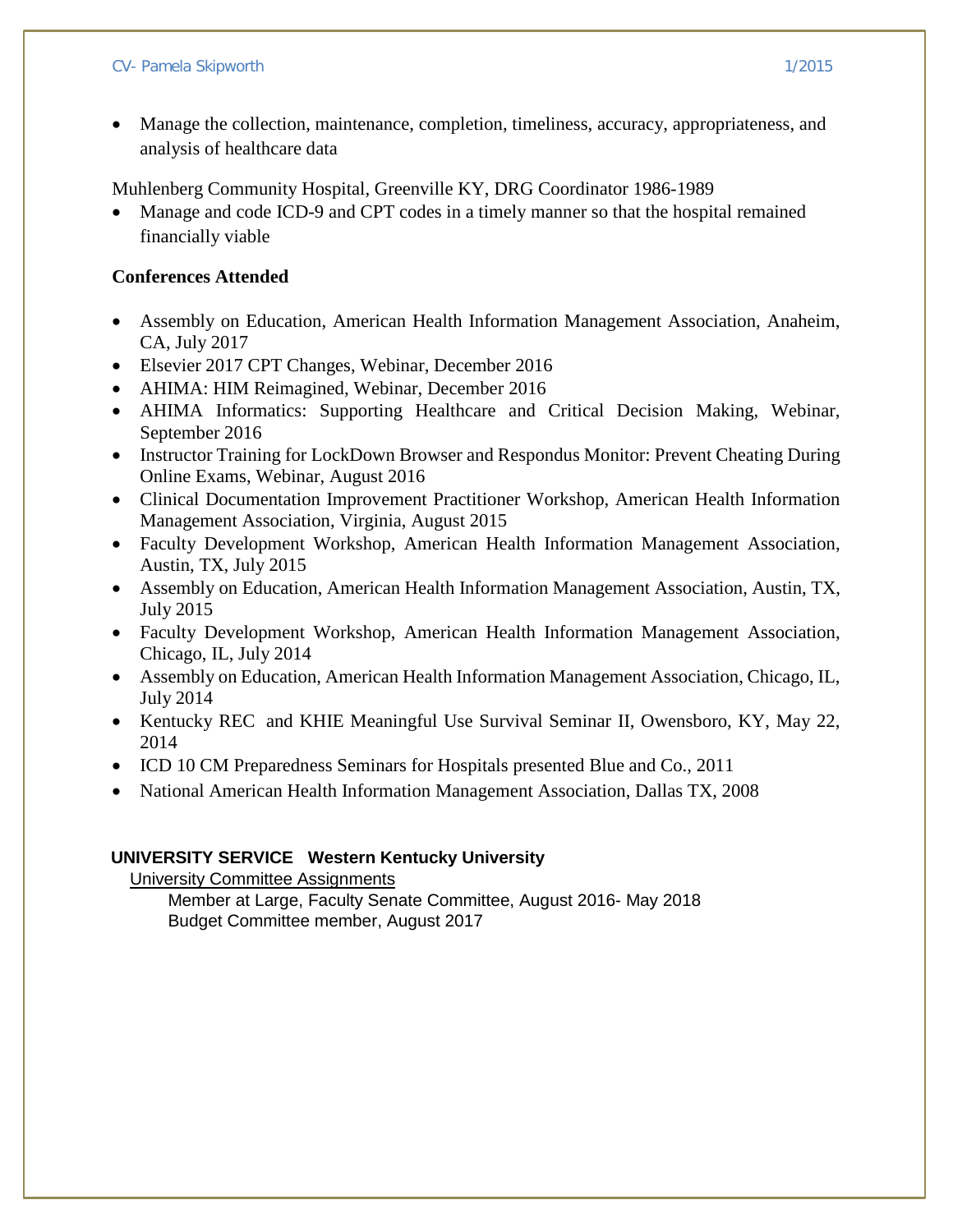- Manage the collection, maintenance, completion, timeliness, accuracy, appropriateness, and analysis of healthcare data

Muhlenberg Community Hospital, Greenville KY, DRG Coordinator 1986-1989

- Manage and code ICD-9 and CPT codes in a timely manner so that the hospital remained financially viable

**Conferences Attended**

- Assembly on Education, American Health Information Management Association, Anaheim, CA, July 2017
- Elsevier 2017 CPT Changes, Webinar, December 2016
- AHIMA: HIM Reimagined, Webinar, December 2016
- AHIMA Informatics: Supporting Healthcare and Critical Decision Making, Webinar, September 2016
- Instructor Training for LockDown Browser and Respondus Monitor: Prevent Cheating During Online Exams, Webinar, August 2016
- Clinical Documentation Improvement Practitioner Workshop, American Health Information Management Association, Virginia, August 2015
- Faculty Development Workshop, American Health Information Management Association, Austin, TX, July 2015
- Assembly on Education, American Health Information Management Association, Austin, TX, July 2015
- Faculty Development Workshop, American Health Information Management Association, Chicago, IL, July 2014
- Assembly on Education, American Health Information Management Association, Chicago, IL, July 2014
- Kentucky REC and KHIE Meaningful Use Survival Seminar II, Owensboro, KY, May 22, 2014
- ICD 10 CM Preparedness Seminars for Hospitals presented Blue and Co., 2011
- National American Health Information Management Association, Dallas TX, 2008

**UNIVERSITY SERVICE Western Kentucky University**

University Committee Assignments

Member at Large, Faculty Senate Committee, August 2016- May 2018

Budget Committee member, August 2017